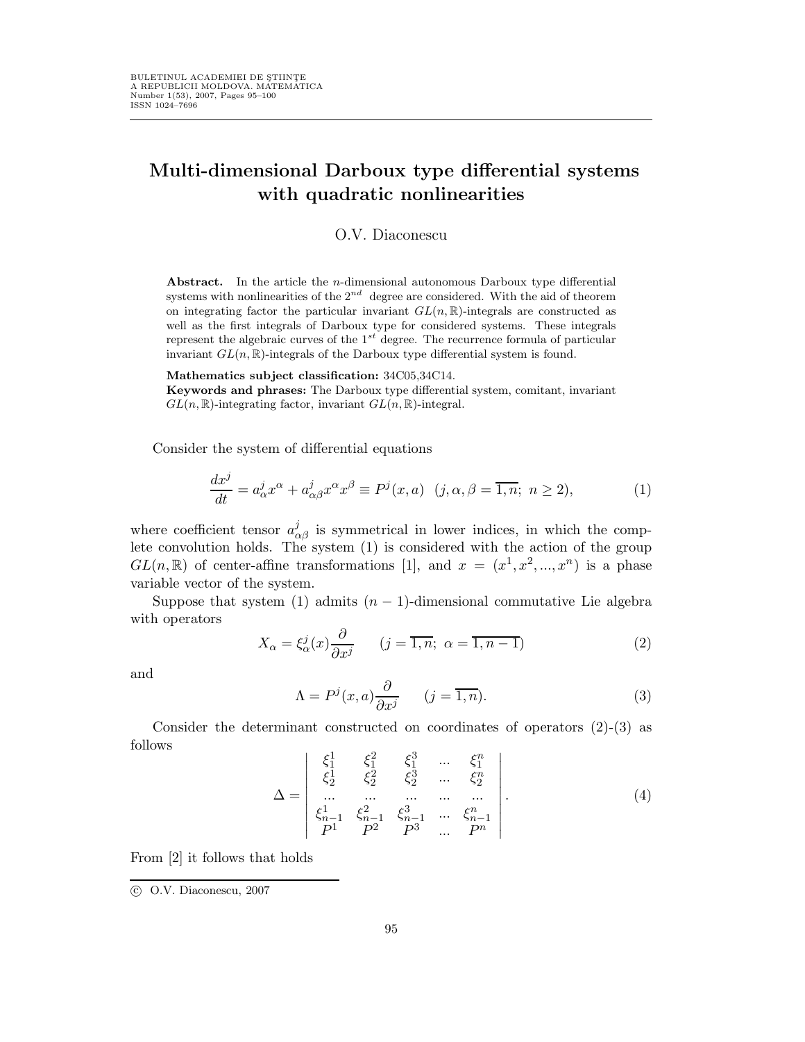# Multi-dimensional Darboux type differential systems with quadratic nonlinearities

O.V. Diaconescu

**Abstract.** In the article the $n$-dimensional autonomous Darboux type differential systems with nonlinearities of the $2^{nd}$ degree are considered. With the aid of theorem on integrating factor the particular invariant $GL(n,\mathbb{R})$-integrals are constructed as well as the first integrals of Darboux type for considered systems. These integrals represent the algebraic curves of the $1^{st}$ degree. The recurrence formula of particular invariant $GL(n,\mathbb{R})$-integrals of the Darboux type differential system is found.

**Mathematics subject classification:** 34C05,34C14.

**Keywords and phrases:** The Darboux type differential system, comitant, invariant $GL(n,\mathbb{R})$-integrating factor, invariant $GL(n,\mathbb{R})$-integral.

Consider the system of differential equations

$$\frac{dx^j}{dt} = a^j_\alpha x^\alpha + a^j_{\alpha\beta} x^\alpha x^\beta \equiv P^j(x,a) \quad (j,\alpha,\beta = \overline{1,n};\ n \geq 2), \tag{1}$$

where coefficient tensor $a^j_{\alpha\beta}$ is symmetrical in lower indices, in which the complete convolution holds. The system (1) is considered with the action of the group $GL(n,\mathbb{R})$ of center-affine transformations [1], and $x = (x^1, x^2, ..., x^n)$ is a phase variable vector of the system.

Suppose that system (1) admits $(n-1)$-dimensional commutative Lie algebra with operators

$$X_\alpha = \xi^j_\alpha(x)\frac{\partial}{\partial x^j} \qquad (j = \overline{1,n};\ \alpha = \overline{1,n-1}) \tag{2}$$

and

$$\Lambda = P^j(x,a)\frac{\partial}{\partial x^j} \qquad (j = \overline{1,n}). \tag{3}$$

Consider the determinant constructed on coordinates of operators (2)-(3) as follows

$$\Delta = \begin{vmatrix} \xi^1_1 & \xi^2_1 & \xi^3_1 & ... & \xi^n_1 \\ \xi^1_2 & \xi^2_2 & \xi^3_2 & ... & \xi^n_2 \\ ... & ... & ... & ... & ... \\ \xi^1_{n-1} & \xi^2_{n-1} & \xi^3_{n-1} & ... & \xi^n_{n-1} \\ P^1 & P^2 & P^3 & ... & P^n \end{vmatrix}. \tag{4}$$

From [2] it follows that holds

© O.V. Diaconescu, 2007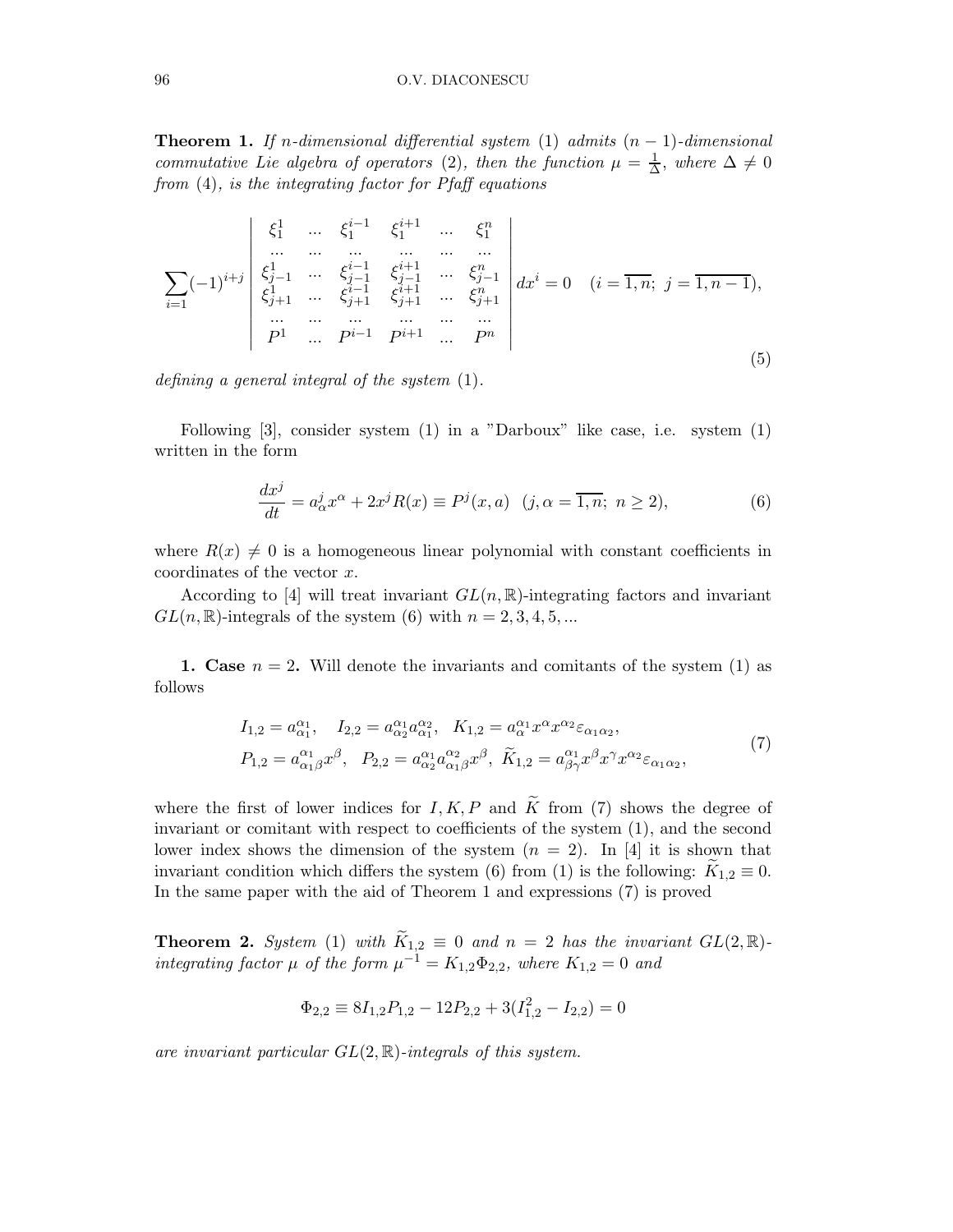**Theorem 1.** *If $n$-dimensional differential system* (1) *admits $(n-1)$-dimensional commutative Lie algebra of operators* (2)*, then the function $\mu = \frac{1}{\Delta}$, where $\Delta \neq 0$ from* (4)*, is the integrating factor for Pfaff equations*

$$\sum_{i=1}(-1)^{i+j} \begin{vmatrix} \xi_1^1 & \dots & \xi_1^{i-1} & \xi_1^{i+1} & \dots & \xi_1^n \\ \dots & \dots & \dots & \dots & \dots & \dots \\ \xi_{j-1}^1 & \dots & \xi_{j-1}^{i-1} & \xi_{j-1}^{i+1} & \dots & \xi_{j-1}^n \\ \xi_{j+1}^1 & \dots & \xi_{j+1}^{i-1} & \xi_{j+1}^{i+1} & \dots & \xi_{j+1}^n \\ \dots & \dots & \dots & \dots & \dots & \dots \\ P^1 & \dots & P^{i-1} & P^{i+1} & \dots & P^n \end{vmatrix} dx^i = 0 \quad (i=\overline{1,n};\ j=\overline{1,n-1}), \tag{5}$$

*defining a general integral of the system* (1).

Following [3], consider system (1) in a "Darboux" like case, i.e. system (1) written in the form

$$\frac{dx^j}{dt} = a_\alpha^j x^\alpha + 2x^j R(x) \equiv P^j(x,a) \quad (j,\alpha = \overline{1,n};\ n \geq 2), \tag{6}$$

where $R(x) \neq 0$ is a homogeneous linear polynomial with constant coefficients in coordinates of the vector $x$.

According to [4] will treat invariant $GL(n,\mathbb{R})$-integrating factors and invariant $GL(n,\mathbb{R})$-integrals of the system (6) with $n = 2,3,4,5,\ldots$

**1. Case** $n=2$**.** Will denote the invariants and comitants of the system (1) as follows

$$\begin{aligned} &I_{1,2} = a_{\alpha_1}^{\alpha_1}, \quad I_{2,2} = a_{\alpha_2}^{\alpha_1} a_{\alpha_1}^{\alpha_2}, \quad K_{1,2} = a_\alpha^{\alpha_1} x^\alpha x^{\alpha_2} \varepsilon_{\alpha_1 \alpha_2}, \\ &P_{1,2} = a_{\alpha_1 \beta}^{\alpha_1} x^\beta, \quad P_{2,2} = a_{\alpha_2}^{\alpha_1} a_{\alpha_1 \beta}^{\alpha_2} x^\beta, \ \widetilde{K}_{1,2} = a_{\beta\gamma}^{\alpha_1} x^\beta x^\gamma x^{\alpha_2} \varepsilon_{\alpha_1 \alpha_2}, \end{aligned} \tag{7}$$

where the first of lower indices for $I, K, P$ and $\widetilde{K}$ from (7) shows the degree of invariant or comitant with respect to coefficients of the system (1), and the second lower index shows the dimension of the system ($n=2$). In [4] it is shown that invariant condition which differs the system (6) from (1) is the following: $\widetilde{K}_{1,2} \equiv 0$. In the same paper with the aid of Theorem 1 and expressions (7) is proved

**Theorem 2.** *System* (1) *with $\widetilde{K}_{1,2} \equiv 0$ and $n=2$ has the invariant $GL(2,\mathbb{R})$-integrating factor $\mu$ of the form $\mu^{-1} = K_{1,2}\Phi_{2,2}$, where $K_{1,2} = 0$ and*

$$\Phi_{2,2} \equiv 8I_{1,2}P_{1,2} - 12P_{2,2} + 3(I_{1,2}^2 - I_{2,2}) = 0$$

*are invariant particular $GL(2,\mathbb{R})$-integrals of this system.*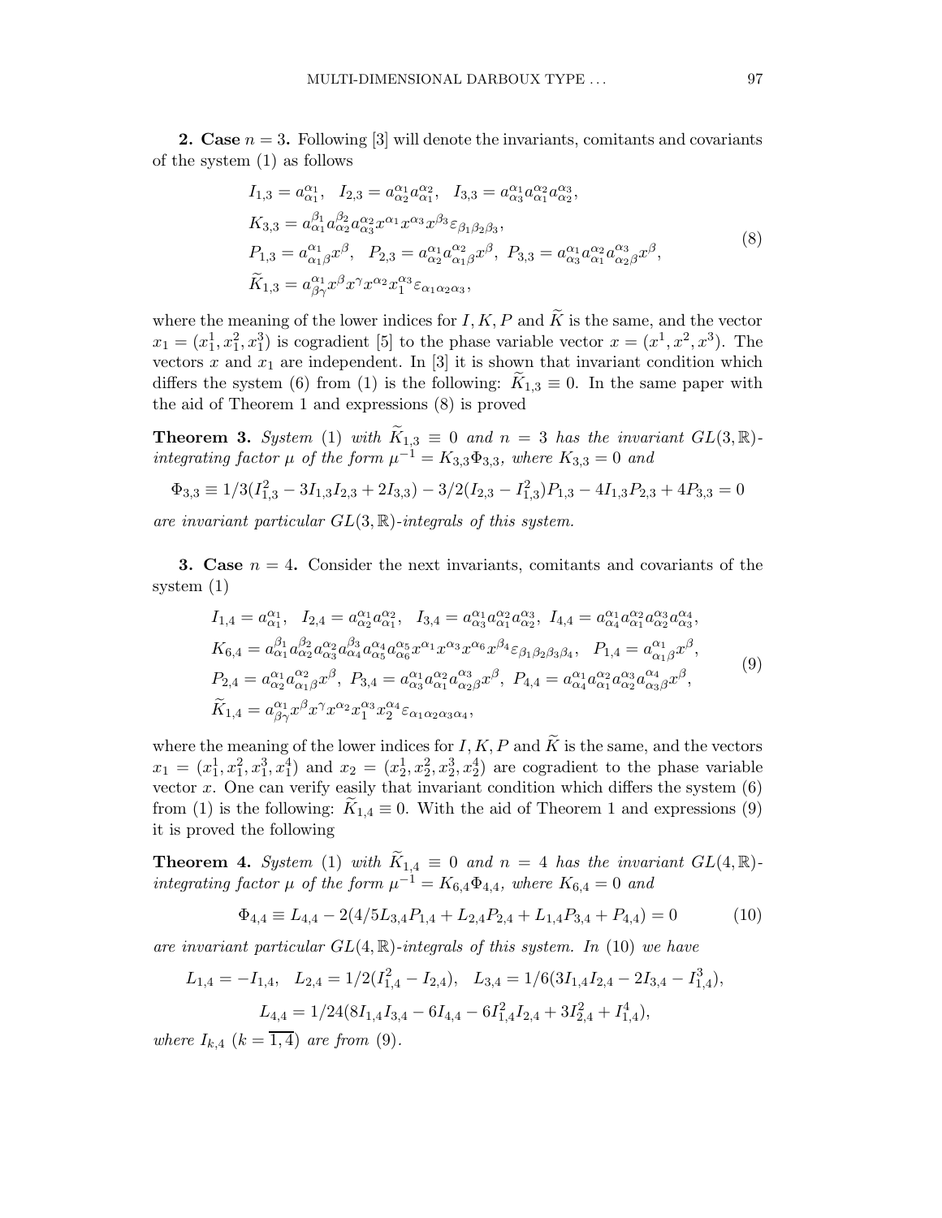**2. Case** $n = 3$. Following [3] will denote the invariants, comitants and covariants of the system (1) as follows

$$
\begin{gathered}
I_{1,3} = a^{\alpha_1}_{\alpha_1}, \quad I_{2,3} = a^{\alpha_1}_{\alpha_2} a^{\alpha_2}_{\alpha_1}, \quad I_{3,3} = a^{\alpha_1}_{\alpha_3} a^{\alpha_2}_{\alpha_1} a^{\alpha_3}_{\alpha_2}, \\
K_{3,3} = a^{\beta_1}_{\alpha_1} a^{\beta_2}_{\alpha_2} a^{\alpha_2}_{\alpha_3} x^{\alpha_1} x^{\alpha_3} x^{\beta_3} \varepsilon_{\beta_1 \beta_2 \beta_3}, \\
P_{1,3} = a^{\alpha_1}_{\alpha_1 \beta} x^{\beta}, \quad P_{2,3} = a^{\alpha_1}_{\alpha_2} a^{\alpha_2}_{\alpha_1 \beta} x^{\beta}, \; P_{3,3} = a^{\alpha_1}_{\alpha_3} a^{\alpha_2}_{\alpha_1} a^{\alpha_3}_{\alpha_2 \beta} x^{\beta}, \\
\widetilde{K}_{1,3} = a^{\alpha_1}_{\beta\gamma} x^{\beta} x^{\gamma} x^{\alpha_2} x_1^{\alpha_3} \varepsilon_{\alpha_1 \alpha_2 \alpha_3},
\end{gathered} \tag{8}
$$

where the meaning of the lower indices for $I, K, P$ and $\widetilde{K}$ is the same, and the vector $x_1 = (x_1^1, x_1^2, x_1^3)$ is cogradient [5] to the phase variable vector $x = (x^1, x^2, x^3)$. The vectors $x$ and $x_1$ are independent. In [3] it is shown that invariant condition which differs the system (6) from (1) is the following: $\widetilde{K}_{1,3} \equiv 0$. In the same paper with the aid of Theorem 1 and expressions (8) is proved

**Theorem 3.** *System* (1) *with* $\widetilde{K}_{1,3} \equiv 0$ *and* $n = 3$ *has the invariant* $GL(3, \mathbb{R})$*-integrating factor* $\mu$ *of the form* $\mu^{-1} = K_{3,3}\Phi_{3,3}$*, where* $K_{3,3} = 0$ *and*

$$
\Phi_{3,3} \equiv 1/3(I_{1,3}^2 - 3I_{1,3}I_{2,3} + 2I_{3,3}) - 3/2(I_{2,3} - I_{1,3}^2)P_{1,3} - 4I_{1,3}P_{2,3} + 4P_{3,3} = 0
$$

*are invariant particular* $GL(3, \mathbb{R})$*-integrals of this system.*

**3. Case** $n = 4$. Consider the next invariants, comitants and covariants of the system (1)

$$
\begin{gathered}
I_{1,4} = a^{\alpha_1}_{\alpha_1}, \quad I_{2,4} = a^{\alpha_1}_{\alpha_2} a^{\alpha_2}_{\alpha_1}, \quad I_{3,4} = a^{\alpha_1}_{\alpha_3} a^{\alpha_2}_{\alpha_1} a^{\alpha_3}_{\alpha_2}, \; I_{4,4} = a^{\alpha_1}_{\alpha_4} a^{\alpha_2}_{\alpha_1} a^{\alpha_3}_{\alpha_2} a^{\alpha_4}_{\alpha_3}, \\
K_{6,4} = a^{\beta_1}_{\alpha_1} a^{\beta_2}_{\alpha_2} a^{\alpha_2}_{\alpha_3} a^{\beta_3}_{\alpha_4} a^{\alpha_4}_{\alpha_5} a^{\alpha_5}_{\alpha_6} x^{\alpha_1} x^{\alpha_3} x^{\alpha_6} x^{\beta_4} \varepsilon_{\beta_1 \beta_2 \beta_3 \beta_4}, \quad P_{1,4} = a^{\alpha_1}_{\alpha_1 \beta} x^{\beta}, \\
P_{2,4} = a^{\alpha_1}_{\alpha_2} a^{\alpha_2}_{\alpha_1 \beta} x^{\beta}, \; P_{3,4} = a^{\alpha_1}_{\alpha_3} a^{\alpha_2}_{\alpha_1} a^{\alpha_3}_{\alpha_2 \beta} x^{\beta}, \; P_{4,4} = a^{\alpha_1}_{\alpha_4} a^{\alpha_2}_{\alpha_1} a^{\alpha_3}_{\alpha_2} a^{\alpha_4}_{\alpha_3 \beta} x^{\beta}, \\
\widetilde{K}_{1,4} = a^{\alpha_1}_{\beta\gamma} x^{\beta} x^{\gamma} x^{\alpha_2} x_1^{\alpha_3} x_2^{\alpha_4} \varepsilon_{\alpha_1 \alpha_2 \alpha_3 \alpha_4},
\end{gathered} \tag{9}
$$

where the meaning of the lower indices for $I, K, P$ and $\widetilde{K}$ is the same, and the vectors $x_1 = (x_1^1, x_1^2, x_1^3, x_1^4)$ and $x_2 = (x_2^1, x_2^2, x_2^3, x_2^4)$ are cogradient to the phase variable vector $x$. One can verify easily that invariant condition which differs the system (6) from (1) is the following: $\widetilde{K}_{1,4} \equiv 0$. With the aid of Theorem 1 and expressions (9) it is proved the following

**Theorem 4.** *System* (1) *with* $\widetilde{K}_{1,4} \equiv 0$ *and* $n = 4$ *has the invariant* $GL(4, \mathbb{R})$*-integrating factor* $\mu$ *of the form* $\mu^{-1} = K_{6,4}\Phi_{4,4}$*, where* $K_{6,4} = 0$ *and*

$$
\Phi_{4,4} \equiv L_{4,4} - 2(4/5 L_{3,4}P_{1,4} + L_{2,4}P_{2,4} + L_{1,4}P_{3,4} + P_{4,4}) = 0 \tag{10}
$$

*are invariant particular* $GL(4, \mathbb{R})$*-integrals of this system. In* (10) *we have*

$$
L_{1,4} = -I_{1,4}, \quad L_{2,4} = 1/2(I_{1,4}^2 - I_{2,4}), \quad L_{3,4} = 1/6(3I_{1,4}I_{2,4} - 2I_{3,4} - I_{1,4}^3),
$$

$$
L_{4,4} = 1/24(8I_{1,4}I_{3,4} - 6I_{4,4} - 6I_{1,4}^2 I_{2,4} + 3I_{2,4}^2 + I_{1,4}^4),
$$

*where* $I_{k,4}$ $(k = \overline{1,4})$ *are from* (9).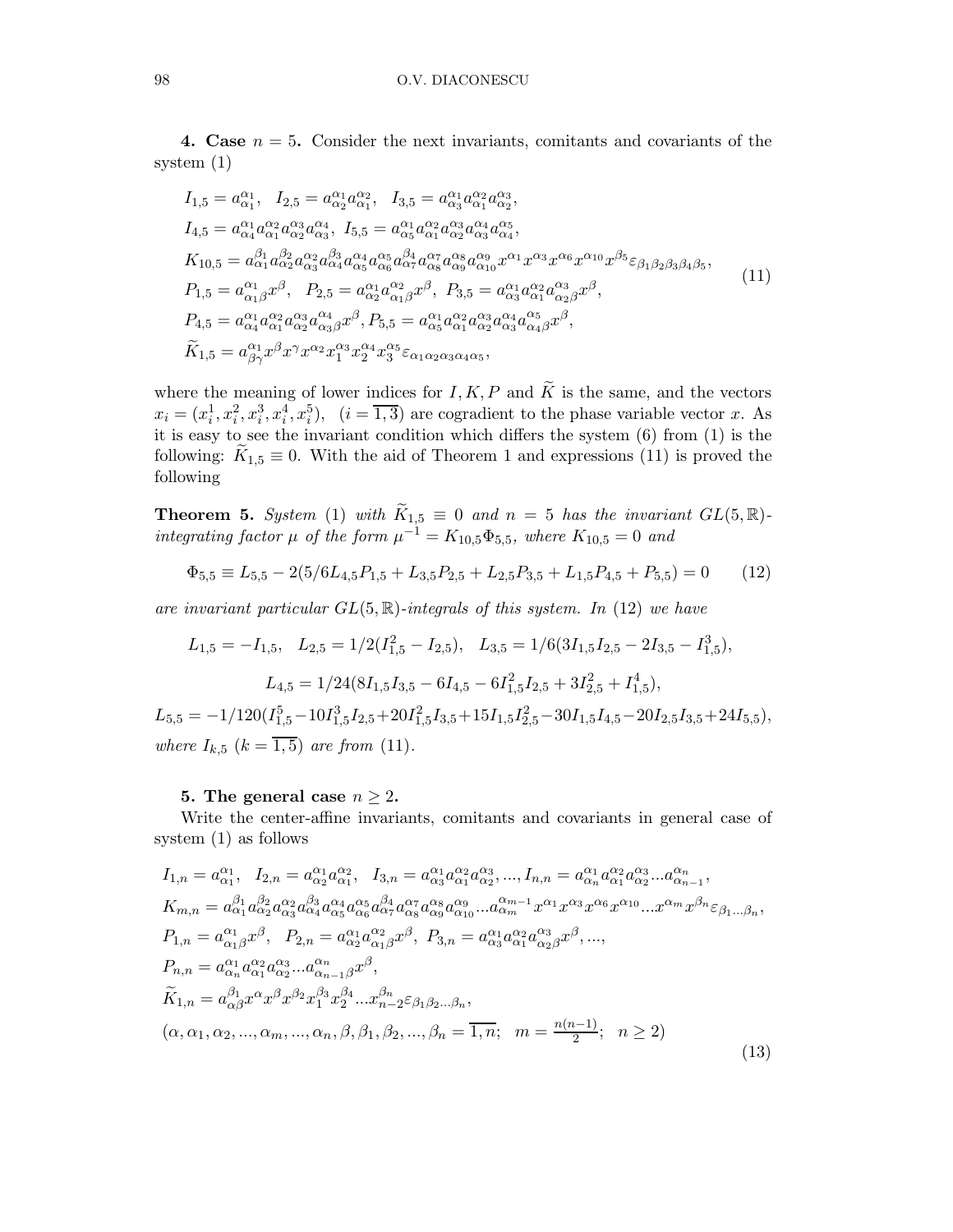**4. Case $n = 5$.** Consider the next invariants, comitants and covariants of the system (1)

$$
\begin{aligned}
&I_{1,5} = a^{\alpha_1}_{\alpha_1}, \quad I_{2,5} = a^{\alpha_1}_{\alpha_2} a^{\alpha_2}_{\alpha_1}, \quad I_{3,5} = a^{\alpha_1}_{\alpha_3} a^{\alpha_2}_{\alpha_1} a^{\alpha_3}_{\alpha_2}, \\
&I_{4,5} = a^{\alpha_1}_{\alpha_4} a^{\alpha_2}_{\alpha_1} a^{\alpha_3}_{\alpha_2} a^{\alpha_4}_{\alpha_3}, \; I_{5,5} = a^{\alpha_1}_{\alpha_5} a^{\alpha_2}_{\alpha_1} a^{\alpha_3}_{\alpha_2} a^{\alpha_4}_{\alpha_3} a^{\alpha_5}_{\alpha_4}, \\
&K_{10,5} = a^{\beta_1}_{\alpha_1} a^{\beta_2}_{\alpha_2} a^{\alpha_2}_{\alpha_3} a^{\beta_3}_{\alpha_4} a^{\alpha_4}_{\alpha_5} a^{\alpha_5}_{\alpha_6} a^{\beta_4}_{\alpha_7} a^{\alpha_7}_{\alpha_8} a^{\alpha_8}_{\alpha_9} a^{\alpha_9}_{\alpha_{10}} x^{\alpha_1} x^{\alpha_3} x^{\alpha_6} x^{\alpha_{10}} x^{\beta_5} \varepsilon_{\beta_1\beta_2\beta_3\beta_4\beta_5}, \\
&P_{1,5} = a^{\alpha_1}_{\alpha_1\beta} x^{\beta}, \quad P_{2,5} = a^{\alpha_1}_{\alpha_2} a^{\alpha_2}_{\alpha_1\beta} x^{\beta}, \; P_{3,5} = a^{\alpha_1}_{\alpha_3} a^{\alpha_2}_{\alpha_1} a^{\alpha_3}_{\alpha_2\beta} x^{\beta}, \\
&P_{4,5} = a^{\alpha_1}_{\alpha_4} a^{\alpha_2}_{\alpha_1} a^{\alpha_3}_{\alpha_2} a^{\alpha_4}_{\alpha_3\beta} x^{\beta}, P_{5,5} = a^{\alpha_1}_{\alpha_5} a^{\alpha_2}_{\alpha_1} a^{\alpha_3}_{\alpha_2} a^{\alpha_4}_{\alpha_3} a^{\alpha_5}_{\alpha_4\beta} x^{\beta}, \\
&\widetilde{K}_{1,5} = a^{\alpha_1}_{\beta\gamma} x^{\beta} x^{\gamma} x^{\alpha_2} x_1^{\alpha_3} x_2^{\alpha_4} x_3^{\alpha_5} \varepsilon_{\alpha_1\alpha_2\alpha_3\alpha_4\alpha_5},
\end{aligned}
\tag{11}
$$

where the meaning of lower indices for $I, K, P$ and $\widetilde{K}$ is the same, and the vectors $x_i = (x_i^1, x_i^2, x_i^3, x_i^4, x_i^5)$, $(i = \overline{1,3})$ are cogradient to the phase variable vector $x$. As it is easy to see the invariant condition which differs the system (6) from (1) is the following: $\widetilde{K}_{1,5} \equiv 0$. With the aid of Theorem 1 and expressions (11) is proved the following

**Theorem 5.** *System* (1) *with* $\widetilde{K}_{1,5} \equiv 0$ *and* $n = 5$ *has the invariant* $GL(5, \mathbb{R})$-*integrating factor* $\mu$ *of the form* $\mu^{-1} = K_{10,5}\Phi_{5,5}$, *where* $K_{10,5} = 0$ *and*

$$
\Phi_{5,5} \equiv L_{5,5} - 2(5/6 L_{4,5} P_{1,5} + L_{3,5} P_{2,5} + L_{2,5} P_{3,5} + L_{1,5} P_{4,5} + P_{5,5}) = 0 \tag{12}
$$

*are invariant particular* $GL(5, \mathbb{R})$-*integrals of this system. In* (12) *we have*

$$
L_{1,5} = -I_{1,5}, \quad L_{2,5} = 1/2(I_{1,5}^2 - I_{2,5}), \quad L_{3,5} = 1/6(3I_{1,5}I_{2,5} - 2I_{3,5} - I_{1,5}^3),
$$

$$
L_{4,5} = 1/24(8I_{1,5}I_{3,5} - 6I_{4,5} - 6I_{1,5}^2 I_{2,5} + 3I_{2,5}^2 + I_{1,5}^4),
$$

$$
L_{5,5} = -1/120(I_{1,5}^5 - 10I_{1,5}^3 I_{2,5} + 20I_{1,5}^2 I_{3,5} + 15I_{1,5}I_{2,5}^2 - 30I_{1,5}I_{4,5} - 20I_{2,5}I_{3,5} + 24I_{5,5}),
$$

*where* $I_{k,5}$ $(k = \overline{1,5})$ *are from* (11).

**5. The general case $n \geq 2$.**

Write the center-affine invariants, comitants and covariants in general case of system (1) as follows

$$
\begin{aligned}
&I_{1,n} = a^{\alpha_1}_{\alpha_1}, \quad I_{2,n} = a^{\alpha_1}_{\alpha_2} a^{\alpha_2}_{\alpha_1}, \quad I_{3,n} = a^{\alpha_1}_{\alpha_3} a^{\alpha_2}_{\alpha_1} a^{\alpha_3}_{\alpha_2}, ..., I_{n,n} = a^{\alpha_1}_{\alpha_n} a^{\alpha_2}_{\alpha_1} a^{\alpha_3}_{\alpha_2} ... a^{\alpha_n}_{\alpha_{n-1}}, \\
&K_{m,n} = a^{\beta_1}_{\alpha_1} a^{\beta_2}_{\alpha_2} a^{\alpha_2}_{\alpha_3} a^{\beta_3}_{\alpha_4} a^{\alpha_4}_{\alpha_5} a^{\alpha_5}_{\alpha_6} a^{\beta_4}_{\alpha_7} a^{\alpha_7}_{\alpha_8} a^{\alpha_8}_{\alpha_9} a^{\alpha_9}_{\alpha_{10}} ... a^{\alpha_{m-1}}_{\alpha_m} x^{\alpha_1} x^{\alpha_3} x^{\alpha_6} x^{\alpha_{10}} ... x^{\alpha_m} x^{\beta_n} \varepsilon_{\beta_1 ... \beta_n}, \\
&P_{1,n} = a^{\alpha_1}_{\alpha_1\beta} x^{\beta}, \quad P_{2,n} = a^{\alpha_1}_{\alpha_2} a^{\alpha_2}_{\alpha_1\beta} x^{\beta}, \; P_{3,n} = a^{\alpha_1}_{\alpha_3} a^{\alpha_2}_{\alpha_1} a^{\alpha_3}_{\alpha_2\beta} x^{\beta}, ..., \\
&P_{n,n} = a^{\alpha_1}_{\alpha_n} a^{\alpha_2}_{\alpha_1} a^{\alpha_3}_{\alpha_2} ... a^{\alpha_n}_{\alpha_{n-1}\beta} x^{\beta}, \\
&\widetilde{K}_{1,n} = a^{\beta_1}_{\alpha\beta} x^{\alpha} x^{\beta} x^{\beta_2} x_1^{\beta_3} x_2^{\beta_4} ... x_{n-2}^{\beta_n} \varepsilon_{\beta_1\beta_2...\beta_n}, \\
&(\alpha, \alpha_1, \alpha_2, ..., \alpha_m, ..., \alpha_n, \beta, \beta_1, \beta_2, ..., \beta_n = \overline{1,n}; \quad m = \tfrac{n(n-1)}{2}; \quad n \geq 2)
\end{aligned}
\tag{13}
$$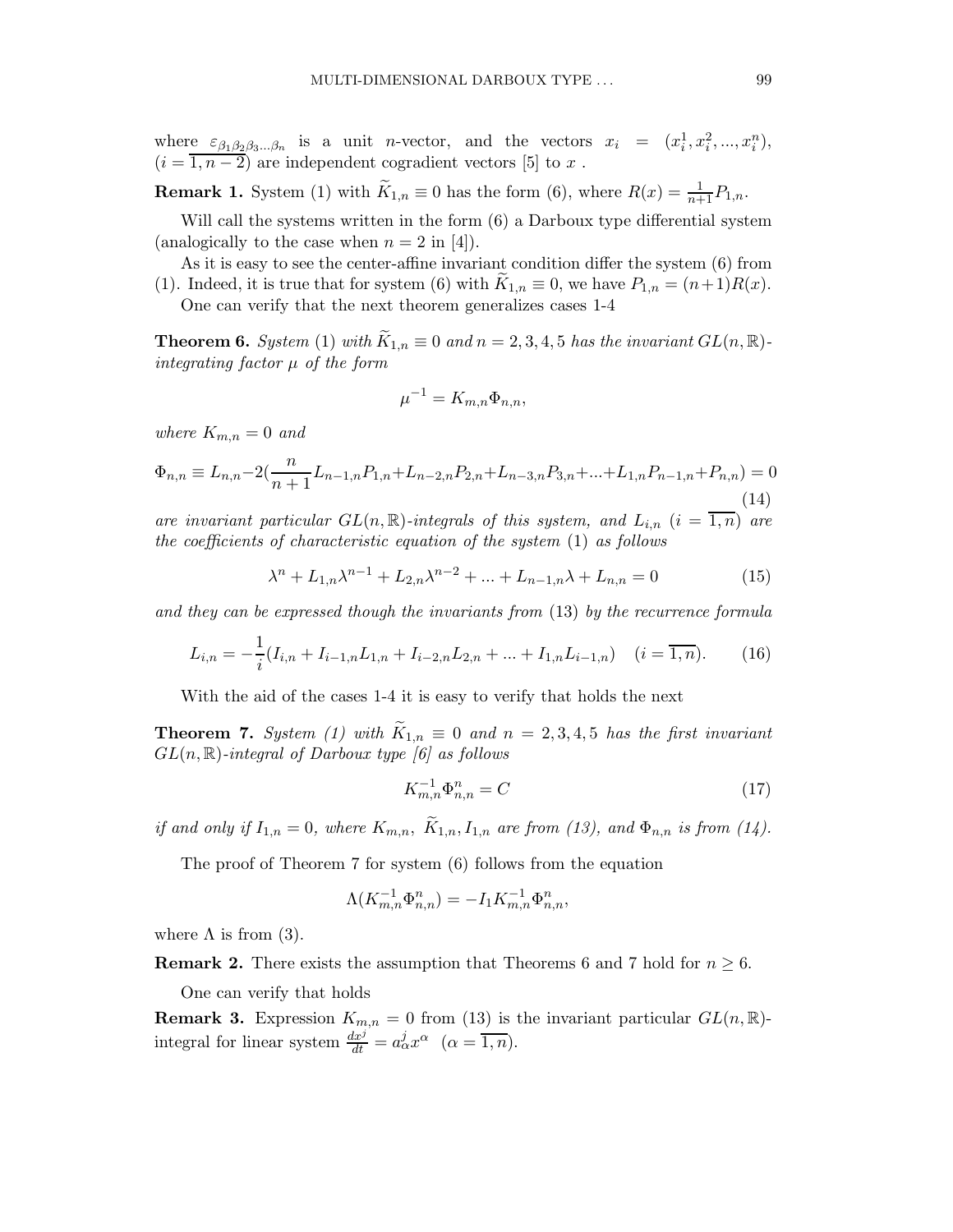where $\varepsilon_{\beta_1\beta_2\beta_3...\beta_n}$ is a unit $n$-vector, and the vectors $x_i = (x_i^1, x_i^2, ..., x_i^n)$, $(i = \overline{1, n-2})$ are independent cogradient vectors [5] to $x$ .

**Remark 1.** System (1) with $\widetilde{K}_{1,n} \equiv 0$ has the form (6), where $R(x) = \frac{1}{n+1} P_{1,n}$.

Will call the systems written in the form (6) a Darboux type differential system (analogically to the case when $n = 2$ in [4]).

As it is easy to see the center-affine invariant condition differ the system (6) from (1). Indeed, it is true that for system (6) with $\widetilde{K}_{1,n} \equiv 0$, we have $P_{1,n} = (n+1)R(x)$.

One can verify that the next theorem generalizes cases 1-4

**Theorem 6.** *System* (1) *with* $\widetilde{K}_{1,n} \equiv 0$ *and* $n = 2, 3, 4, 5$ *has the invariant* $GL(n, \mathbb{R})$-*integrating factor* $\mu$ *of the form*

$$\mu^{-1} = K_{m,n} \Phi_{n,n},$$

*where* $K_{m,n} = 0$ *and*

$$\Phi_{n,n} \equiv L_{n,n} - 2\left(\frac{n}{n+1} L_{n-1,n} P_{1,n} + L_{n-2,n} P_{2,n} + L_{n-3,n} P_{3,n} + ... + L_{1,n} P_{n-1,n} + P_{n,n}\right) = 0 \tag{14}$$

*are invariant particular* $GL(n, \mathbb{R})$-*integrals of this system, and* $L_{i,n}$ $(i = \overline{1, n})$ *are the coefficients of characteristic equation of the system* (1) *as follows*

$$\lambda^n + L_{1,n} \lambda^{n-1} + L_{2,n} \lambda^{n-2} + ... + L_{n-1,n} \lambda + L_{n,n} = 0 \tag{15}$$

*and they can be expressed though the invariants from* (13) *by the recurrence formula*

$$L_{i,n} = -\frac{1}{i}(I_{i,n} + I_{i-1,n} L_{1,n} + I_{i-2,n} L_{2,n} + ... + I_{1,n} L_{i-1,n}) \quad (i = \overline{1, n}). \tag{16}$$

With the aid of the cases 1-4 it is easy to verify that holds the next

**Theorem 7.** *System (1) with* $\widetilde{K}_{1,n} \equiv 0$ *and* $n = 2, 3, 4, 5$ *has the first invariant* $GL(n, \mathbb{R})$-*integral of Darboux type [6] as follows*

$$K_{m,n}^{-1} \Phi_{n,n}^n = C \tag{17}$$

*if and only if* $I_{1,n} = 0$*, where* $K_{m,n}$*,* $\widetilde{K}_{1,n}, I_{1,n}$ *are from (13), and* $\Phi_{n,n}$ *is from (14).*

The proof of Theorem 7 for system (6) follows from the equation

$$\Lambda(K_{m,n}^{-1} \Phi_{n,n}^n) = -I_1 K_{m,n}^{-1} \Phi_{n,n}^n,$$

where $\Lambda$ is from (3).

**Remark 2.** There exists the assumption that Theorems 6 and 7 hold for $n \geq 6$.

One can verify that holds

**Remark 3.** Expression $K_{m,n} = 0$ from (13) is the invariant particular $GL(n, \mathbb{R})$-integral for linear system $\frac{dx^j}{dt} = a_\alpha^j x^\alpha$ $(\alpha = \overline{1, n})$.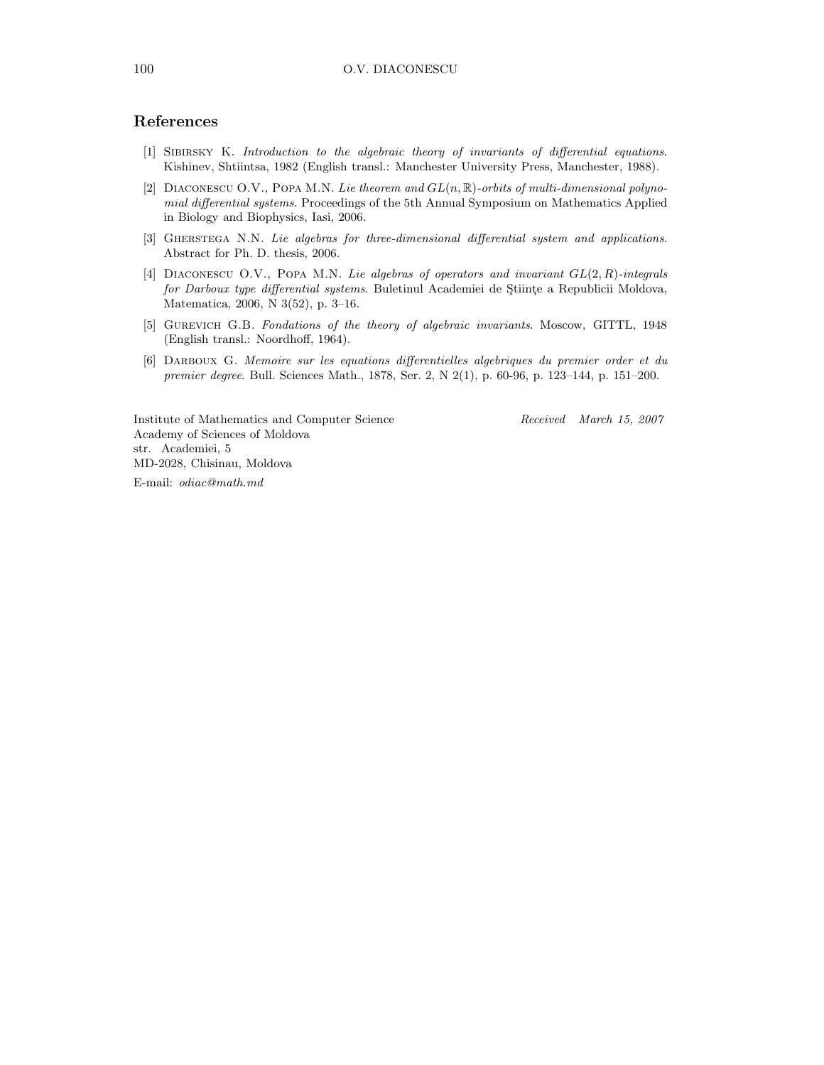## References

[1] Sibirsky K. *Introduction to the algebraic theory of invariants of differential equations*. Kishinev, Shtiintsa, 1982 (English transl.: Manchester University Press, Manchester, 1988).

[2] Diaconescu O.V., Popa M.N. *Lie theorem and $GL(n,\mathbb{R})$-orbits of multi-dimensional polynomial differential systems*. Proceedings of the 5th Annual Symposium on Mathematics Applied in Biology and Biophysics, Iasi, 2006.

[3] Gherstega N.N. *Lie algebras for three-dimensional differential system and applications*. Abstract for Ph. D. thesis, 2006.

[4] Diaconescu O.V., Popa M.N. *Lie algebras of operators and invariant $GL(2,R)$-integrals for Darboux type differential systems*. Buletinul Academiei de Ştiinţe a Republicii Moldova, Matematica, 2006, N 3(52), p. 3–16.

[5] Gurevich G.B. *Fondations of the theory of algebraic invariants*. Moscow, GITTL, 1948 (English transl.: Noordhoff, 1964).

[6] Darboux G. *Memoire sur les equations differentielles algebriques du premier order et du premier degree*. Bull. Sciences Math., 1878, Ser. 2, N 2(1), p. 60-96, p. 123–144, p. 151–200.

Institute of Mathematics and Computer Science
Academy of Sciences of Moldova
str. Academiei, 5
MD-2028, Chisinau, Moldova

E-mail: *odiac@math.md*

*Received March 15, 2007*